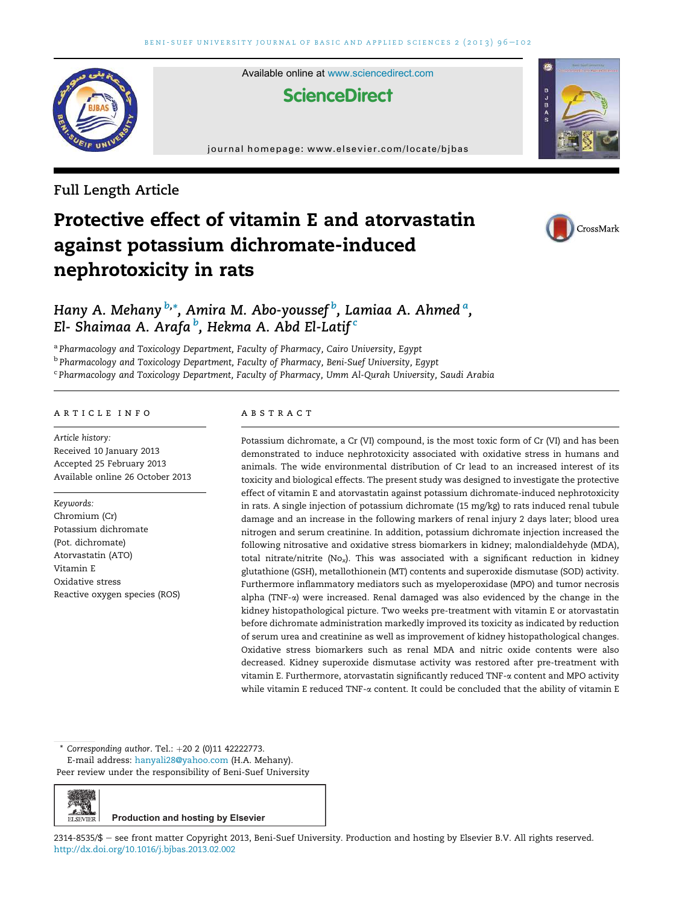Available online at www.sciencedirect.com

ScienceDirect

journal homepage: www.elsevier.com/locate/bjbas

Full Length Article

# Protective effect of vitamin E and atorvastatin against potassium dichromate-induced nephrotoxicity in rats

*Hany A. Mehany* [b,*], *Amira M. Abo-youssef* [b], *Lamiaa A. Ahmed* [a], *El- Shaimaa A. Arafa* [b], *Hekma A. Abd El-Latif* [c]

[a] *Pharmacology and Toxicology Department, Faculty of Pharmacy, Cairo University, Egypt*

[b] *Pharmacology and Toxicology Department, Faculty of Pharmacy, Beni-Suef University, Egypt*

[c] *Pharmacology and Toxicology Department, Faculty of Pharmacy, Umm Al-Qurah University, Saudi Arabia*

## ARTICLE INFO

*Article history:*
Received 10 January 2013
Accepted 25 February 2013
Available online 26 October 2013

*Keywords:*
Chromium (Cr)
Potassium dichromate
(Pot. dichromate)
Atorvastatin (ATO)
Vitamin E
Oxidative stress
Reactive oxygen species (ROS)

## ABSTRACT

Potassium dichromate, a Cr (VI) compound, is the most toxic form of Cr (VI) and has been demonstrated to induce nephrotoxicity associated with oxidative stress in humans and animals. The wide environmental distribution of Cr lead to an increased interest of its toxicity and biological effects. The present study was designed to investigate the protective effect of vitamin E and atorvastatin against potassium dichromate-induced nephrotoxicity in rats. A single injection of potassium dichromate (15 mg/kg) to rats induced renal tubule damage and an increase in the following markers of renal injury 2 days later; blood urea nitrogen and serum creatinine. In addition, potassium dichromate injection increased the following nitrosative and oxidative stress biomarkers in kidney; malondialdehyde (MDA), total nitrate/nitrite ($No_x$). This was associated with a significant reduction in kidney glutathione (GSH), metallothionein (MT) contents and superoxide dismutase (SOD) activity. Furthermore inflammatory mediators such as myeloperoxidase (MPO) and tumor necrosis alpha (TNF-$\alpha$) were increased. Renal damaged was also evidenced by the change in the kidney histopathological picture. Two weeks pre-treatment with vitamin E or atorvastatin before dichromate administration markedly improved its toxicity as indicated by reduction of serum urea and creatinine as well as improvement of kidney histopathological changes. Oxidative stress biomarkers such as renal MDA and nitric oxide contents were also decreased. Kidney superoxide dismutase activity was restored after pre-treatment with vitamin E. Furthermore, atorvastatin significantly reduced TNF-$\alpha$ content and MPO activity while vitamin E reduced TNF-$\alpha$ content. It could be concluded that the ability of vitamin E

\* *Corresponding author*. Tel.: +20 2 (0)11 42222773.
E-mail address: hanyali28@yahoo.com (H.A. Mehany).
Peer review under the responsibility of Beni-Suef University

Production and hosting by Elsevier

2314-8535/$ – see front matter Copyright 2013, Beni-Suef University. Production and hosting by Elsevier B.V. All rights reserved.
http://dx.doi.org/10.1016/j.bjbas.2013.02.002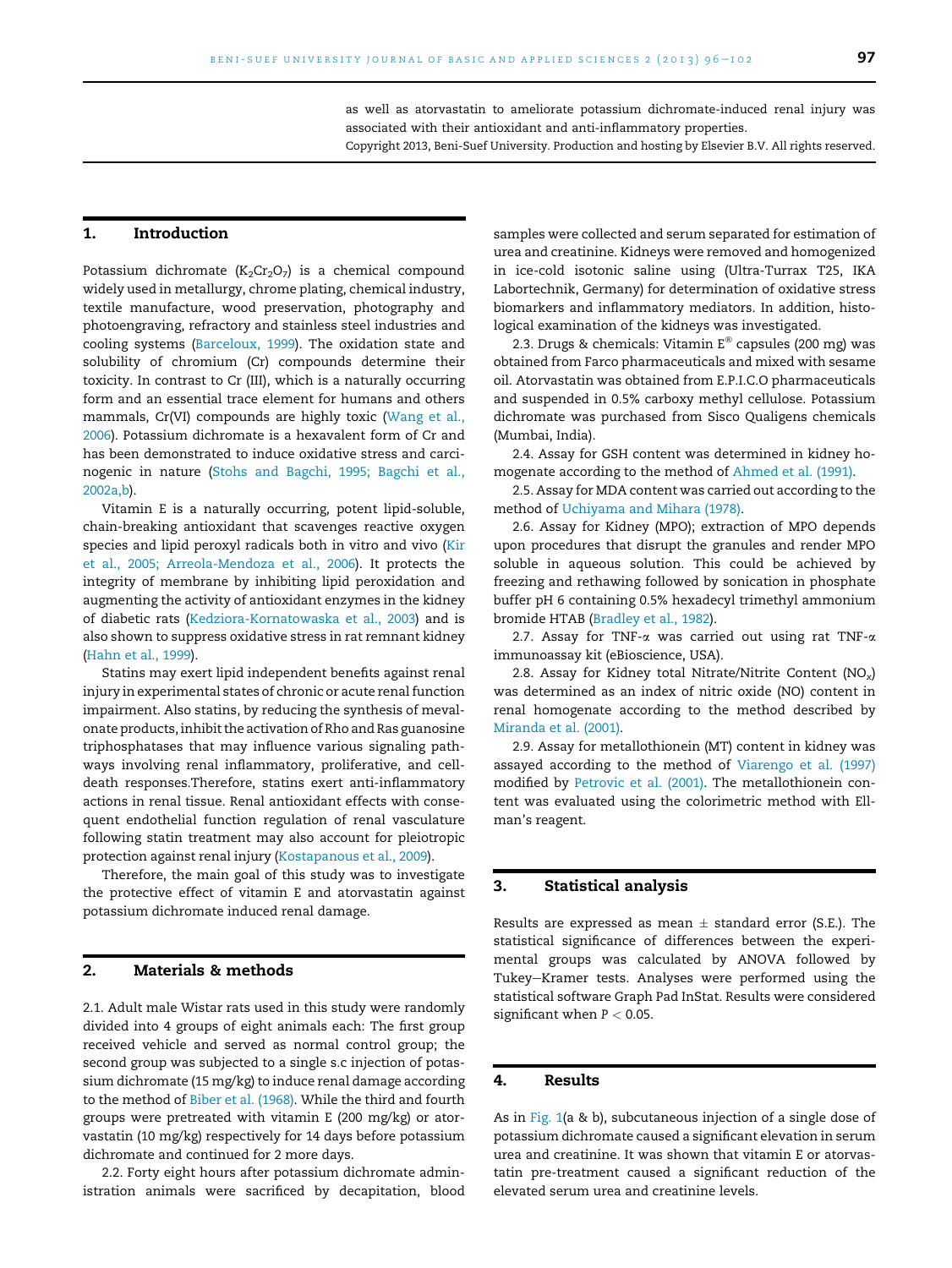as well as atorvastatin to ameliorate potassium dichromate-induced renal injury was associated with their antioxidant and anti-inflammatory properties.

Copyright 2013, Beni-Suef University. Production and hosting by Elsevier B.V. All rights reserved.

## 1. Introduction

Potassium dichromate ($K_2Cr_2O_7$) is a chemical compound widely used in metallurgy, chrome plating, chemical industry, textile manufacture, wood preservation, photography and photoengraving, refractory and stainless steel industries and cooling systems (Barceloux, 1999). The oxidation state and solubility of chromium (Cr) compounds determine their toxicity. In contrast to Cr (III), which is a naturally occurring form and an essential trace element for humans and others mammals, Cr(VI) compounds are highly toxic (Wang et al., 2006). Potassium dichromate is a hexavalent form of Cr and has been demonstrated to induce oxidative stress and carcinogenic in nature (Stohs and Bagchi, 1995; Bagchi et al., 2002a,b).

Vitamin E is a naturally occurring, potent lipid-soluble, chain-breaking antioxidant that scavenges reactive oxygen species and lipid peroxyl radicals both in vitro and vivo (Kir et al., 2005; Arreola-Mendoza et al., 2006). It protects the integrity of membrane by inhibiting lipid peroxidation and augmenting the activity of antioxidant enzymes in the kidney of diabetic rats (Kedziora-Kornatowaska et al., 2003) and is also shown to suppress oxidative stress in rat remnant kidney (Hahn et al., 1999).

Statins may exert lipid independent benefits against renal injury in experimental states of chronic or acute renal function impairment. Also statins, by reducing the synthesis of mevalonate products, inhibit the activation of Rho and Ras guanosine triphosphatases that may influence various signaling pathways involving renal inflammatory, proliferative, and cell-death responses.Therefore, statins exert anti-inflammatory actions in renal tissue. Renal antioxidant effects with consequent endothelial function regulation of renal vasculature following statin treatment may also account for pleiotropic protection against renal injury (Kostapanous et al., 2009).

Therefore, the main goal of this study was to investigate the protective effect of vitamin E and atorvastatin against potassium dichromate induced renal damage.

## 2. Materials & methods

2.1. Adult male Wistar rats used in this study were randomly divided into 4 groups of eight animals each: The first group received vehicle and served as normal control group; the second group was subjected to a single s.c injection of potassium dichromate (15 mg/kg) to induce renal damage according to the method of Biber et al. (1968). While the third and fourth groups were pretreated with vitamin E (200 mg/kg) or atorvastatin (10 mg/kg) respectively for 14 days before potassium dichromate and continued for 2 more days.

2.2. Forty eight hours after potassium dichromate administration animals were sacrificed by decapitation, blood samples were collected and serum separated for estimation of urea and creatinine. Kidneys were removed and homogenized in ice-cold isotonic saline using (Ultra-Turrax T25, IKA Labortechnik, Germany) for determination of oxidative stress biomarkers and inflammatory mediators. In addition, histological examination of the kidneys was investigated.

2.3. Drugs & chemicals: Vitamin E® capsules (200 mg) was obtained from Farco pharmaceuticals and mixed with sesame oil. Atorvastatin was obtained from E.P.I.C.O pharmaceuticals and suspended in 0.5% carboxy methyl cellulose. Potassium dichromate was purchased from Sisco Qualigens chemicals (Mumbai, India).

2.4. Assay for GSH content was determined in kidney homogenate according to the method of Ahmed et al. (1991).

2.5. Assay for MDA content was carried out according to the method of Uchiyama and Mihara (1978).

2.6. Assay for Kidney (MPO); extraction of MPO depends upon procedures that disrupt the granules and render MPO soluble in aqueous solution. This could be achieved by freezing and rethawing followed by sonication in phosphate buffer pH 6 containing 0.5% hexadecyl trimethyl ammonium bromide HTAB (Bradley et al., 1982).

2.7. Assay for TNF-$\alpha$ was carried out using rat TNF-$\alpha$ immunoassay kit (eBioscience, USA).

2.8. Assay for Kidney total Nitrate/Nitrite Content ($NO_x$) was determined as an index of nitric oxide (NO) content in renal homogenate according to the method described by Miranda et al. (2001).

2.9. Assay for metallothionein (MT) content in kidney was assayed according to the method of Viarengo et al. (1997) modified by Petrovic et al. (2001). The metallothionein content was evaluated using the colorimetric method with Ellman's reagent.

## 3. Statistical analysis

Results are expressed as mean ± standard error (S.E.). The statistical significance of differences between the experimental groups was calculated by ANOVA followed by Tukey–Kramer tests. Analyses were performed using the statistical software Graph Pad InStat. Results were considered significant when $P < 0.05$.

## 4. Results

As in Fig. 1(a & b), subcutaneous injection of a single dose of potassium dichromate caused a significant elevation in serum urea and creatinine. It was shown that vitamin E or atorvastatin pre-treatment caused a significant reduction of the elevated serum urea and creatinine levels.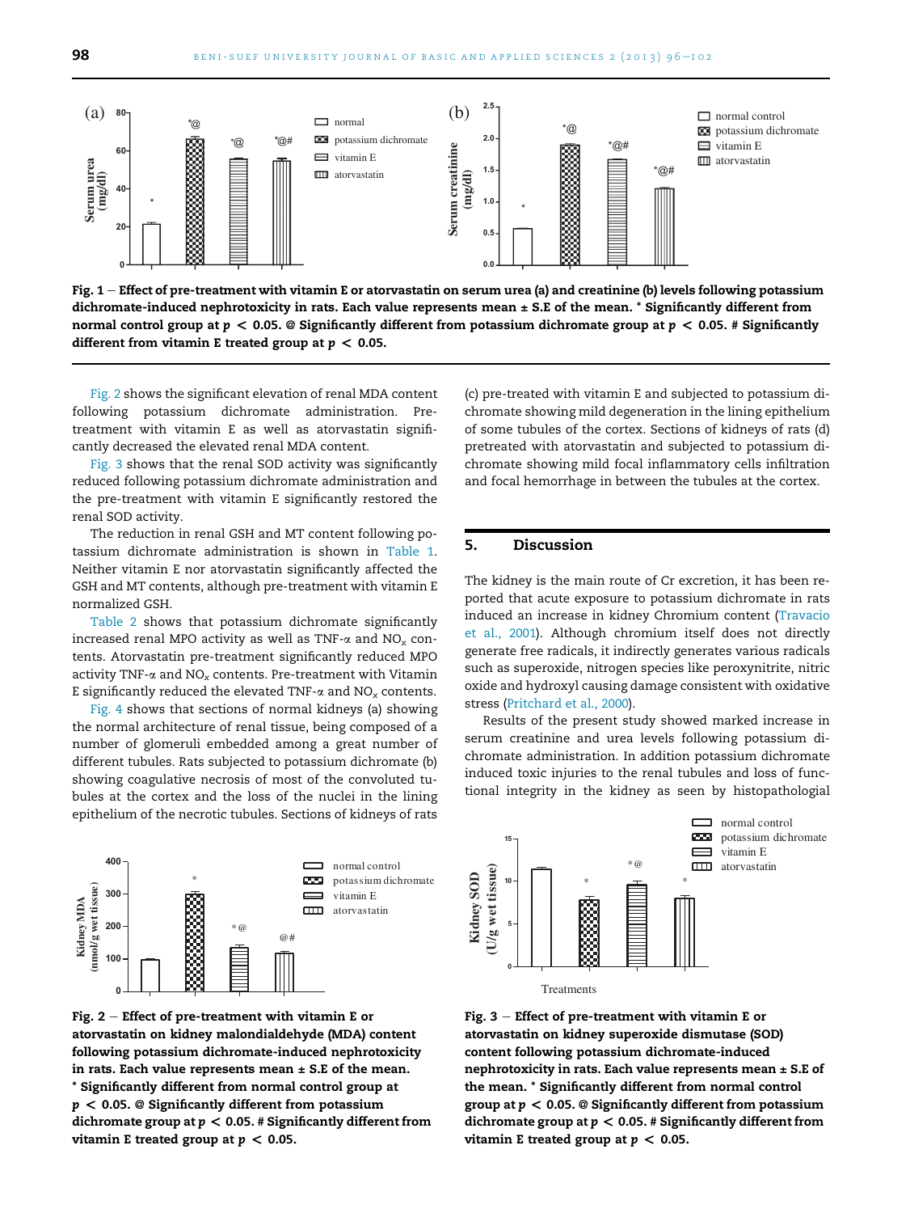Fig. 1 – Effect of pre-treatment with vitamin E or atorvastatin on serum urea (a) and creatinine (b) levels following potassium dichromate-induced nephrotoxicity in rats. Each value represents mean ± S.E of the mean. * Significantly different from normal control group at $p < 0.05$. @ Significantly different from potassium dichromate group at $p < 0.05$. # Significantly different from vitamin E treated group at $p < 0.05$.

Fig. 2 shows the significant elevation of renal MDA content following potassium dichromate administration. Pre-treatment with vitamin E as well as atorvastatin significantly decreased the elevated renal MDA content.

Fig. 3 shows that the renal SOD activity was significantly reduced following potassium dichromate administration and the pre-treatment with vitamin E significantly restored the renal SOD activity.

The reduction in renal GSH and MT content following potassium dichromate administration is shown in Table 1. Neither vitamin E nor atorvastatin significantly affected the GSH and MT contents, although pre-treatment with vitamin E normalized GSH.

Table 2 shows that potassium dichromate significantly increased renal MPO activity as well as TNF-$\alpha$ and $NO_x$ contents. Atorvastatin pre-treatment significantly reduced MPO activity TNF-$\alpha$ and $NO_x$ contents. Pre-treatment with Vitamin E significantly reduced the elevated TNF-$\alpha$ and $NO_x$ contents.

Fig. 4 shows that sections of normal kidneys (a) showing the normal architecture of renal tissue, being composed of a number of glomeruli embedded among a great number of different tubules. Rats subjected to potassium dichromate (b) showing coagulative necrosis of most of the convoluted tubules at the cortex and the loss of the nuclei in the lining epithelium of the necrotic tubules. Sections of kidneys of rats (c) pre-treated with vitamin E and subjected to potassium dichromate showing mild degeneration in the lining epithelium of some tubules of the cortex. Sections of kidneys of rats (d) pretreated with atorvastatin and subjected to potassium dichromate showing mild focal inflammatory cells infiltration and focal hemorrhage in between the tubules at the cortex.

## 5. Discussion

The kidney is the main route of Cr excretion, it has been reported that acute exposure to potassium dichromate in rats induced an increase in kidney Chromium content (Travacio et al., 2001). Although chromium itself does not directly generate free radicals, it indirectly generates various radicals such as superoxide, nitrogen species like peroxynitrite, nitric oxide and hydroxyl causing damage consistent with oxidative stress (Pritchard et al., 2000).

Results of the present study showed marked increase in serum creatinine and urea levels following potassium dichromate administration. In addition potassium dichromate induced toxic injuries to the renal tubules and loss of functional integrity in the kidney as seen by histopathologial

Fig. 2 – Effect of pre-treatment with vitamin E or atorvastatin on kidney malondialdehyde (MDA) content following potassium dichromate-induced nephrotoxicity in rats. Each value represents mean ± S.E of the mean. * Significantly different from normal control group at $p < 0.05$. @ Significantly different from potassium dichromate group at $p < 0.05$. # Significantly different from vitamin E treated group at $p < 0.05$.

Fig. 3 – Effect of pre-treatment with vitamin E or atorvastatin on kidney superoxide dismutase (SOD) content following potassium dichromate-induced nephrotoxicity in rats. Each value represents mean ± S.E of the mean. * Significantly different from normal control group at $p < 0.05$. @ Significantly different from potassium dichromate group at $p < 0.05$. # Significantly different from vitamin E treated group at $p < 0.05$.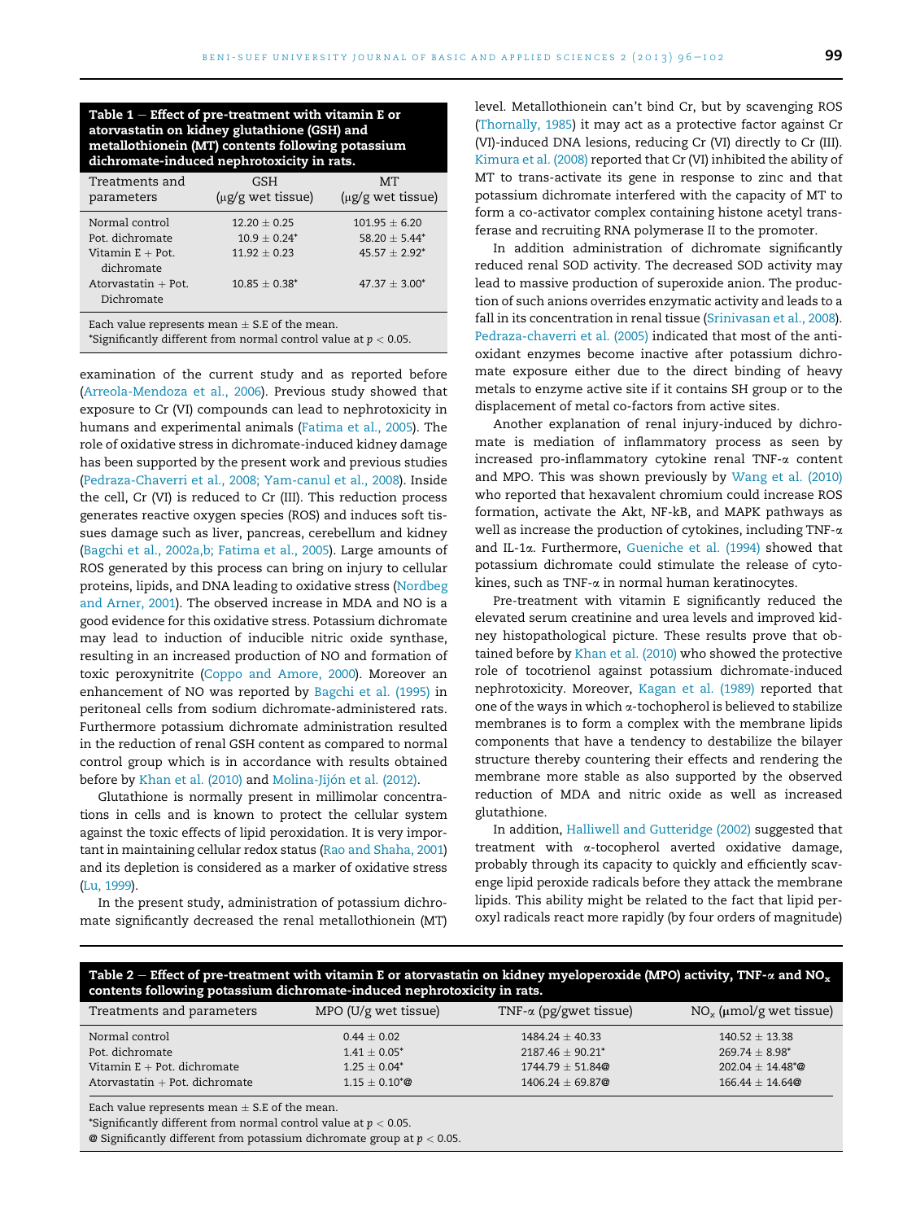**Table 1 – Effect of pre-treatment with vitamin E or atorvastatin on kidney glutathione (GSH) and metallothionein (MT) contents following potassium dichromate-induced nephrotoxicity in rats.**

| Treatments and parameters | GSH (μg/g wet tissue) | MT (μg/g wet tissue) |
|---|---|---|
| Normal control | 12.20 ± 0.25 | 101.95 ± 6.20 |
| Pot. dichromate | 10.9 ± 0.24* | 58.20 ± 5.44* |
| Vitamin E + Pot. dichromate | 11.92 ± 0.23 | 45.57 ± 2.92* |
| Atorvastatin + Pot. Dichromate | 10.85 ± 0.38* | 47.37 ± 3.00* |

Each value represents mean ± S.E of the mean.
*Significantly different from normal control value at $p < 0.05$.

examination of the current study and as reported before (Arreola-Mendoza et al., 2006). Previous study showed that exposure to Cr (VI) compounds can lead to nephrotoxicity in humans and experimental animals (Fatima et al., 2005). The role of oxidative stress in dichromate-induced kidney damage has been supported by the present work and previous studies (Pedraza-Chaverri et al., 2008; Yam-canul et al., 2008). Inside the cell, Cr (VI) is reduced to Cr (III). This reduction process generates reactive oxygen species (ROS) and induces soft tissues damage such as liver, pancreas, cerebellum and kidney (Bagchi et al., 2002a,b; Fatima et al., 2005). Large amounts of ROS generated by this process can bring on injury to cellular proteins, lipids, and DNA leading to oxidative stress (Nordbeg and Arner, 2001). The observed increase in MDA and NO is a good evidence for this oxidative stress. Potassium dichromate may lead to induction of inducible nitric oxide synthase, resulting in an increased production of NO and formation of toxic peroxynitrite (Coppo and Amore, 2000). Moreover an enhancement of NO was reported by Bagchi et al. (1995) in peritoneal cells from sodium dichromate-administered rats. Furthermore potassium dichromate administration resulted in the reduction of renal GSH content as compared to normal control group which is in accordance with results obtained before by Khan et al. (2010) and Molina-Jijón et al. (2012).

Glutathione is normally present in millimolar concentrations in cells and is known to protect the cellular system against the toxic effects of lipid peroxidation. It is very important in maintaining cellular redox status (Rao and Shaha, 2001) and its depletion is considered as a marker of oxidative stress (Lu, 1999).

In the present study, administration of potassium dichromate significantly decreased the renal metallothionein (MT) level. Metallothionein can't bind Cr, but by scavenging ROS (Thornally, 1985) it may act as a protective factor against Cr (VI)-induced DNA lesions, reducing Cr (VI) directly to Cr (III). Kimura et al. (2008) reported that Cr (VI) inhibited the ability of MT to trans-activate its gene in response to zinc and that potassium dichromate interfered with the capacity of MT to form a co-activator complex containing histone acetyl transferase and recruiting RNA polymerase II to the promoter.

In addition administration of dichromate significantly reduced renal SOD activity. The decreased SOD activity may lead to massive production of superoxide anion. The production of such anions overrides enzymatic activity and leads to a fall in its concentration in renal tissue (Srinivasan et al., 2008). Pedraza-chaverri et al. (2005) indicated that most of the antioxidant enzymes become inactive after potassium dichromate exposure either due to the direct binding of heavy metals to enzyme active site if it contains SH group or to the displacement of metal co-factors from active sites.

Another explanation of renal injury-induced by dichromate is mediation of inflammatory process as seen by increased pro-inflammatory cytokine renal TNF-α content and MPO. This was shown previously by Wang et al. (2010) who reported that hexavalent chromium could increase ROS formation, activate the Akt, NF-kB, and MAPK pathways as well as increase the production of cytokines, including TNF-α and IL-1α. Furthermore, Gueniche et al. (1994) showed that potassium dichromate could stimulate the release of cytokines, such as TNF-α in normal human keratinocytes.

Pre-treatment with vitamin E significantly reduced the elevated serum creatinine and urea levels and improved kidney histopathological picture. These results prove that obtained before by Khan et al. (2010) who showed the protective role of tocotrienol against potassium dichromate-induced nephrotoxicity. Moreover, Kagan et al. (1989) reported that one of the ways in which α-tochopherol is believed to stabilize membranes is to form a complex with the membrane lipids components that have a tendency to destabilize the bilayer structure thereby countering their effects and rendering the membrane more stable as also supported by the observed reduction of MDA and nitric oxide as well as increased glutathione.

In addition, Halliwell and Gutteridge (2002) suggested that treatment with α-tocopherol averted oxidative damage, probably through its capacity to quickly and efficiently scavenge lipid peroxide radicals before they attack the membrane lipids. This ability might be related to the fact that lipid peroxyl radicals react more rapidly (by four orders of magnitude)

**Table 2 – Effect of pre-treatment with vitamin E or atorvastatin on kidney myeloperoxide (MPO) activity, TNF-α and $NO_x$ contents following potassium dichromate-induced nephrotoxicity in rats.**

| Treatments and parameters | MPO (U/g wet tissue) | TNF-α (pg/gwet tissue) | $NO_x$ (μmol/g wet tissue) |
|---|---|---|---|
| Normal control | 0.44 ± 0.02 | 1484.24 ± 40.33 | 140.52 ± 13.38 |
| Pot. dichromate | 1.41 ± 0.05* | 2187.46 ± 90.21* | 269.74 ± 8.98* |
| Vitamin E + Pot. dichromate | 1.25 ± 0.04* | 1744.79 ± 51.84@ | 202.04 ± 14.48*@ |
| Atorvastatin + Pot. dichromate | 1.15 ± 0.10*@ | 1406.24 ± 69.87@ | 166.44 ± 14.64@ |

Each value represents mean ± S.E of the mean.
*Significantly different from normal control value at $p < 0.05$.
@ Significantly different from potassium dichromate group at $p < 0.05$.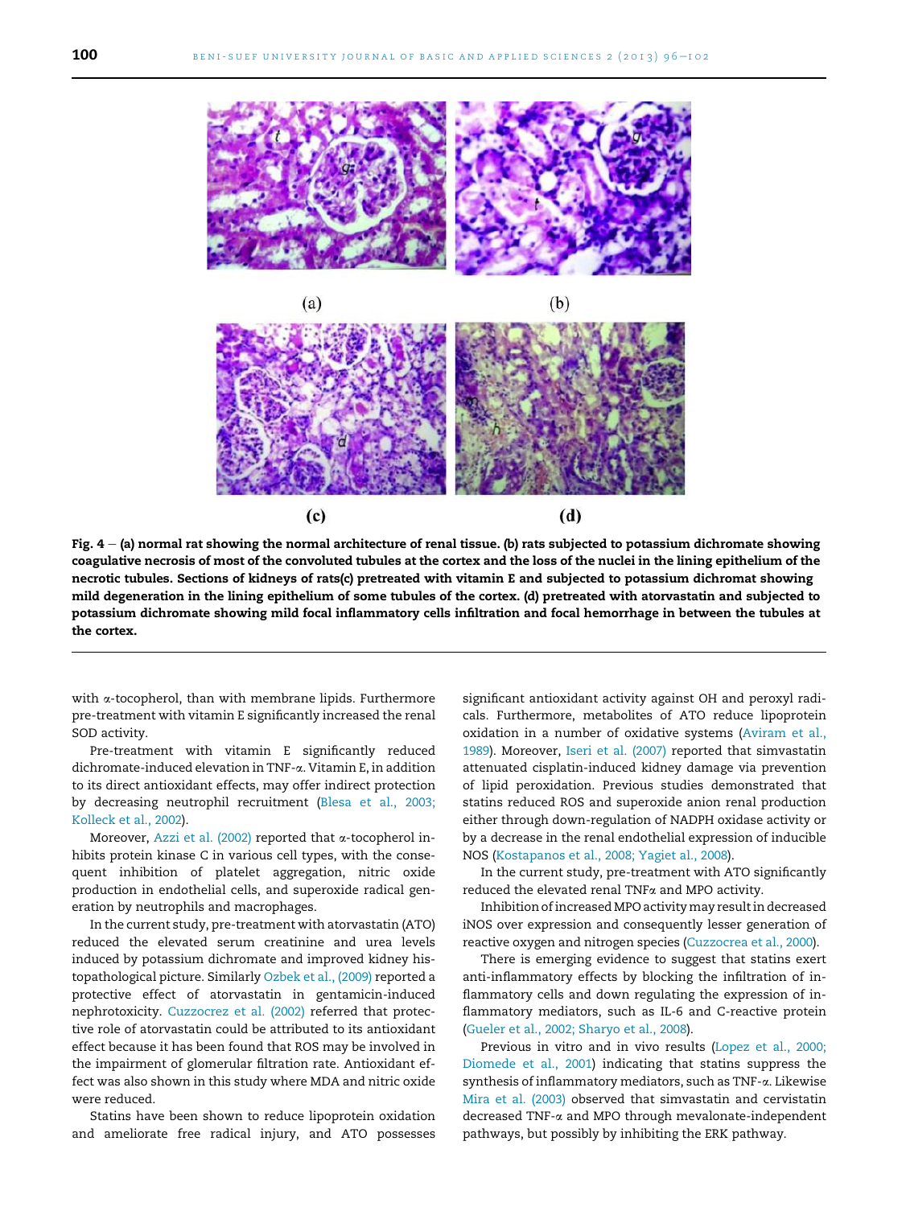Fig. 4 – (a) normal rat showing the normal architecture of renal tissue. (b) rats subjected to potassium dichromate showing coagulative necrosis of most of the convoluted tubules at the cortex and the loss of the nuclei in the lining epithelium of the necrotic tubules. Sections of kidneys of rats(c) pretreated with vitamin E and subjected to potassium dichromat showing mild degeneration in the lining epithelium of some tubules of the cortex. (d) pretreated with atorvastatin and subjected to potassium dichromate showing mild focal inflammatory cells infiltration and focal hemorrhage in between the tubules at the cortex.

with α-tocopherol, than with membrane lipids. Furthermore pre-treatment with vitamin E significantly increased the renal SOD activity.

Pre-treatment with vitamin E significantly reduced dichromate-induced elevation in TNF-α. Vitamin E, in addition to its direct antioxidant effects, may offer indirect protection by decreasing neutrophil recruitment (Blesa et al., 2003; Kolleck et al., 2002).

Moreover, Azzi et al. (2002) reported that α-tocopherol inhibits protein kinase C in various cell types, with the consequent inhibition of platelet aggregation, nitric oxide production in endothelial cells, and superoxide radical generation by neutrophils and macrophages.

In the current study, pre-treatment with atorvastatin (ATO) reduced the elevated serum creatinine and urea levels induced by potassium dichromate and improved kidney histopathological picture. Similarly Ozbek et al., (2009) reported a protective effect of atorvastatin in gentamicin-induced nephrotoxicity. Cuzzocrez et al. (2002) referred that protective role of atorvastatin could be attributed to its antioxidant effect because it has been found that ROS may be involved in the impairment of glomerular filtration rate. Antioxidant effect was also shown in this study where MDA and nitric oxide were reduced.

Statins have been shown to reduce lipoprotein oxidation and ameliorate free radical injury, and ATO possesses significant antioxidant activity against OH and peroxyl radicals. Furthermore, metabolites of ATO reduce lipoprotein oxidation in a number of oxidative systems (Aviram et al., 1989). Moreover, Iseri et al. (2007) reported that simvastatin attenuated cisplatin-induced kidney damage via prevention of lipid peroxidation. Previous studies demonstrated that statins reduced ROS and superoxide anion renal production either through down-regulation of NADPH oxidase activity or by a decrease in the renal endothelial expression of inducible NOS (Kostapanos et al., 2008; Yagiet al., 2008).

In the current study, pre-treatment with ATO significantly reduced the elevated renal TNFα and MPO activity.

Inhibition of increased MPO activity may result in decreased iNOS over expression and consequently lesser generation of reactive oxygen and nitrogen species (Cuzzocrea et al., 2000).

There is emerging evidence to suggest that statins exert anti-inflammatory effects by blocking the infiltration of inflammatory cells and down regulating the expression of inflammatory mediators, such as IL-6 and C-reactive protein (Gueler et al., 2002; Sharyo et al., 2008).

Previous in vitro and in vivo results (Lopez et al., 2000; Diomede et al., 2001) indicating that statins suppress the synthesis of inflammatory mediators, such as TNF-α. Likewise Mira et al. (2003) observed that simvastatin and cervistatin decreased TNF-α and MPO through mevalonate-independent pathways, but possibly by inhibiting the ERK pathway.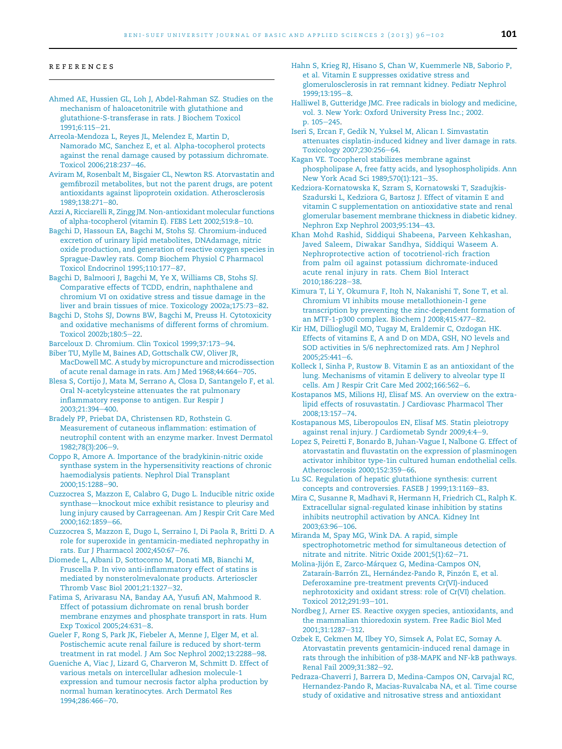## REFERENCES

Ahmed AE, Hussien GL, Loh J, Abdel-Rahman SZ. Studies on the mechanism of haloacetonitrile with glutathione and glutathione-S-transferase in rats. J Biochem Toxicol 1991;6:115–21.

Arreola-Mendoza L, Reyes JL, Melendez E, Martin D, Namorado MC, Sanchez E, et al. Alpha-tocopherol protects against the renal damage caused by potassium dichromate. Toxicol 2006;218:237–46.

Aviram M, Rosenbalt M, Bisgaier CL, Newton RS. Atorvastatin and gemfibrozil metabolites, but not the parent drugs, are potent antioxidants against lipoprotein oxidation. Atherosclerosis 1989;138:271–80.

Azzi A, Ricciarelli R, Zingg JM. Non-antioxidant molecular functions of alpha-tocopherol (vitamin E). FEBS Lett 2002;519:8–10.

Bagchi D, Hassoun EA, Bagchi M, Stohs SJ. Chromium-induced excretion of urinary lipid metabolites, DNAdamage, nitric oxide production, and generation of reactive oxygen species in Sprague-Dawley rats. Comp Biochem Physiol C Pharmacol Toxicol Endocrinol 1995;110:177–87.

Bagchi D, Balmoori J, Bagchi M, Ye X, Williams CB, Stohs SJ. Comparative effects of TCDD, endrin, naphthalene and chromium VI on oxidative stress and tissue damage in the liver and brain tissues of mice. Toxicology 2002a;175:73–82.

Bagchi D, Stohs SJ, Downs BW, Bagchi M, Preuss H. Cytotoxicity and oxidative mechanisms of different forms of chromium. Toxicol 2002b;180:5–22.

Barceloux D. Chromium. Clin Toxicol 1999;37:173–94.

Biber TU, Mylle M, Baines AD, Gottschalk CW, Oliver JR, MacDowell MC. A study by micropuncture and microdissection of acute renal damage in rats. Am J Med 1968;44:664–705.

Blesa S, Cortijo J, Mata M, Serrano A, Closa D, Santangelo F, et al. Oral N-acetylcysteine attenuates the rat pulmonary inflammatory response to antigen. Eur Respir J 2003;21:394–400.

Bradely PP, Priebat DA, Christensen RD, Rothstein G. Measurement of cutaneous inflammation: estimation of neutrophil content with an enzyme marker. Invest Dermatol 1982;78(3):206–9.

Coppo R, Amore A. Importance of the bradykinin-nitric oxide synthase system in the hypersensitivity reactions of chronic haemodialysis patients. Nephrol Dial Transplant 2000;15:1288–90.

Cuzzocrea S, Mazzon E, Calabro G, Dugo L. Inducible nitric oxide synthase—knockout mice exhibit resistance to pleurisy and lung injury caused by Carrageenan. Am J Respir Crit Care Med 2000;162:1859–66.

Cuzzocrea S, Mazzon E, Dugo L, Serraino I, Di Paola R, Britti D. A role for superoxide in gentamicin-mediated nephropathy in rats. Eur J Pharmacol 2002;450:67–76.

Diomede L, Albani D, Sottocorno M, Donati MB, Bianchi M, Fruscella P. In vivo anti-inflammatory effect of statins is mediated by nonsterolmevalonate products. Arterioscler Thromb Vasc Biol 2001;21:1327–32.

Fatima S, Arivarasu NA, Banday AA, Yusufi AN, Mahmood R. Effect of potassium dichromate on renal brush border membrane enzymes and phosphate transport in rats. Hum Exp Toxicol 2005;24:631–8.

Gueler F, Rong S, Park JK, Fiebeler A, Menne J, Elger M, et al. Postischemic acute renal failure is reduced by short-term treatment in rat model. J Am Soc Nephrol 2002;13:2288–98.

Gueniche A, Viac J, Lizard G, Charveron M, Schmitt D. Effect of various metals on intercellular adhesion molecule-1 expression and tumour necrosis factor alpha production by normal human keratinocytes. Arch Dermatol Res 1994;286:466–70.

Hahn S, Krieg RJ, Hisano S, Chan W, Kuemmerle NB, Saborio P, et al. Vitamin E suppresses oxidative stress and glomerulosclerosis in rat remnant kidney. Pediatr Nephrol 1999;13:195–8.

Halliwel B, Gutteridge JMC. Free radicals in biology and medicine, vol. 3. New York: Oxford University Press Inc.; 2002. p. 105–245.

Iseri S, Ercan F, Gedik N, Yuksel M, Alican I. Simvastatin attenuates cisplatin-induced kidney and liver damage in rats. Toxicology 2007;230:256–64.

Kagan VE. Tocopherol stabilizes membrane against phospholipase A, free fatty acids, and lysophospholipids. Ann New York Acad Sci 1989;570(1):121–35.

Kedziora-Kornatowska K, Szram S, Kornatowski T, Szadujkis-Szadurski L, Kedziora G, Bartosz J. Effect of vitamin E and vitamin C supplementation on antioxidative state and renal glomerular basement membrane thickness in diabetic kidney. Nephron Exp Nephrol 2003;95:134–43.

Khan Mohd Rashid, Siddiqui Shabeena, Parveen Kehkashan, Javed Saleem, Diwakar Sandhya, Siddiqui Waseem A. Nephroprotective action of tocotrienol-rich fraction from palm oil against potassium dichromate-induced acute renal injury in rats. Chem Biol Interact 2010;186:228–38.

Kimura T, Li Y, Okumura F, Itoh N, Nakanishi T, Sone T, et al. Chromium VI inhibits mouse metallothionein-I gene transcription by preventing the zinc-dependent formation of an MTF-1-p300 complex. Biochem J 2008;415:477–82.

Kir HM, Dillioglugil MO, Tugay M, Eraldemir C, Ozdogan HK. Effects of vitamins E, A and D on MDA, GSH, NO levels and SOD activities in 5/6 nephrectomized rats. Am J Nephrol 2005;25:441–6.

Kolleck I, Sinha P, Rustow B. Vitamin E as an antioxidant of the lung. Mechanisms of vitamin E delivery to alveolar type II cells. Am J Respir Crit Care Med 2002;166:562–6.

Kostapanos MS, Milions HJ, Elisaf MS. An overview on the extra-lipid effects of rosuvastatin. J Cardiovasc Pharmacol Ther 2008;13:157–74.

Kostapanous MS, Liberopoulos EN, Elisaf MS. Statin pleiotropy against renal injury. J Cardiometab Syndr 2009;4:4–9.

Lopez S, Peiretti F, Bonardo B, Juhan-Vague I, Nalbone G. Effect of atorvastatin and fluvastatin on the expression of plasminogen activator inhibitor type-1in cultured human endothelial cells. Atherosclerosis 2000;152:359–66.

Lu SC. Regulation of hepatic glutathione synthesis: current concepts and controversies. FASEB J 1999;13:1169–83.

Mira C, Susanne R, Madhavi R, Hermann H, Friedrich CL, Ralph K. Extracellular signal-regulated kinase inhibition by statins inhibits neutrophil activation by ANCA. Kidney Int 2003;63:96–106.

Miranda M, Spay MG, Wink DA. A rapid, simple spectrophotometric method for simultaneous detection of nitrate and nitrite. Nitric Oxide 2001;5(1):62–71.

Molina-Jijón E, Zarco-Márquez G, Medina-Campos ON, Zataraín-Barrón ZL, Hernández-Pando R, Pinzón E, et al. Deferoxamine pre-treatment prevents Cr(VI)-induced nephrotoxicity and oxidant stress: role of Cr(VI) chelation. Toxicol 2012;291:93–101.

Nordbeg J, Arner ES. Reactive oxygen species, antioxidants, and the mammalian thioredoxin system. Free Radic Biol Med 2001;31:1287–312.

Ozbek E, Cekmen M, Ilbey YO, Simsek A, Polat EC, Somay A. Atorvastatin prevents gentamicin-induced renal damage in rats through the inhibition of p38-MAPK and NF-kB pathways. Renal Fail 2009;31:382–92.

Pedraza-Chaverri J, Barrera D, Medina-Campos ON, Carvajal RC, Hernandez-Pando R, Macias-Ruvalcaba NA, et al. Time course study of oxidative and nitrosative stress and antioxidant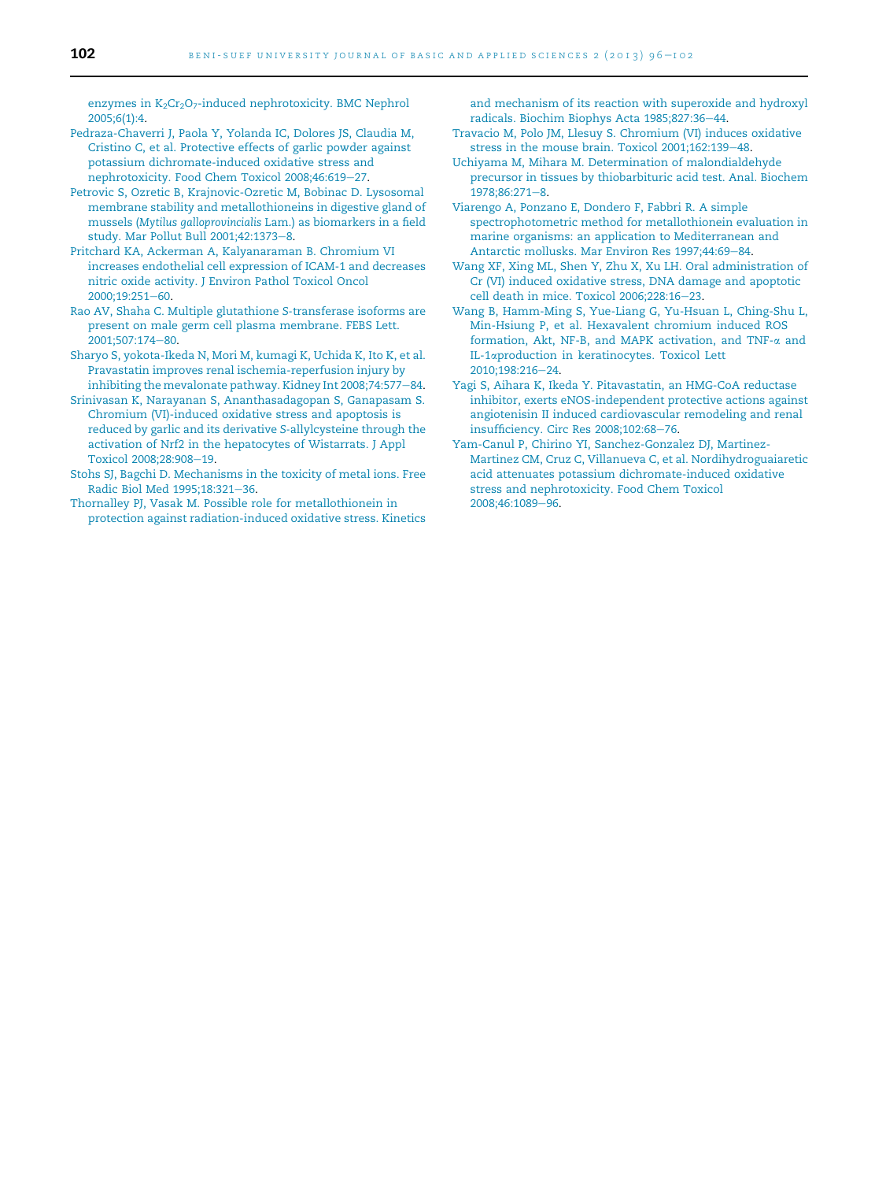enzymes in $K_2Cr_2O_7$-induced nephrotoxicity. BMC Nephrol 2005;6(1):4.

Pedraza-Chaverri J, Paola Y, Yolanda IC, Dolores JS, Claudia M, Cristino C, et al. Protective effects of garlic powder against potassium dichromate-induced oxidative stress and nephrotoxicity. Food Chem Toxicol 2008;46:619–27.

Petrovic S, Ozretic B, Krajnovic-Ozretic M, Bobinac D. Lysosomal membrane stability and metallothioneins in digestive gland of mussels (*Mytilus galloprovincialis* Lam.) as biomarkers in a field study. Mar Pollut Bull 2001;42:1373–8.

Pritchard KA, Ackerman A, Kalyanaraman B. Chromium VI increases endothelial cell expression of ICAM-1 and decreases nitric oxide activity. J Environ Pathol Toxicol Oncol 2000;19:251–60.

Rao AV, Shaha C. Multiple glutathione S-transferase isoforms are present on male germ cell plasma membrane. FEBS Lett. 2001;507:174–80.

Sharyo S, yokota-Ikeda N, Mori M, kumagi K, Uchida K, Ito K, et al. Pravastatin improves renal ischemia-reperfusion injury by inhibiting the mevalonate pathway. Kidney Int 2008;74:577–84.

Srinivasan K, Narayanan S, Ananthasadagopan S, Ganapasam S. Chromium (VI)-induced oxidative stress and apoptosis is reduced by garlic and its derivative S-allylcysteine through the activation of Nrf2 in the hepatocytes of Wistarrats. J Appl Toxicol 2008;28:908–19.

Stohs SJ, Bagchi D. Mechanisms in the toxicity of metal ions. Free Radic Biol Med 1995;18:321–36.

Thornalley PJ, Vasak M. Possible role for metallothionein in protection against radiation-induced oxidative stress. Kinetics and mechanism of its reaction with superoxide and hydroxyl radicals. Biochim Biophys Acta 1985;827:36–44.

Travacio M, Polo JM, Llesuy S. Chromium (VI) induces oxidative stress in the mouse brain. Toxicol 2001;162:139–48.

Uchiyama M, Mihara M. Determination of malondialdehyde precursor in tissues by thiobarbituric acid test. Anal. Biochem 1978;86:271–8.

Viarengo A, Ponzano E, Dondero F, Fabbri R. A simple spectrophotometric method for metallothionein evaluation in marine organisms: an application to Mediterranean and Antarctic mollusks. Mar Environ Res 1997;44:69–84.

Wang XF, Xing ML, Shen Y, Zhu X, Xu LH. Oral administration of Cr (VI) induced oxidative stress, DNA damage and apoptotic cell death in mice. Toxicol 2006;228:16–23.

Wang B, Hamm-Ming S, Yue-Liang G, Yu-Hsuan L, Ching-Shu L, Min-Hsiung P, et al. Hexavalent chromium induced ROS formation, Akt, NF-B, and MAPK activation, and TNF-$\alpha$ and IL-1$\alpha$production in keratinocytes. Toxicol Lett 2010;198:216–24.

Yagi S, Aihara K, Ikeda Y. Pitavastatin, an HMG-CoA reductase inhibitor, exerts eNOS-independent protective actions against angiotenisin II induced cardiovascular remodeling and renal insufficiency. Circ Res 2008;102:68–76.

Yam-Canul P, Chirino YI, Sanchez-Gonzalez DJ, Martinez-Martinez CM, Cruz C, Villanueva C, et al. Nordihydroguaiaretic acid attenuates potassium dichromate-induced oxidative stress and nephrotoxicity. Food Chem Toxicol 2008;46:1089–96.